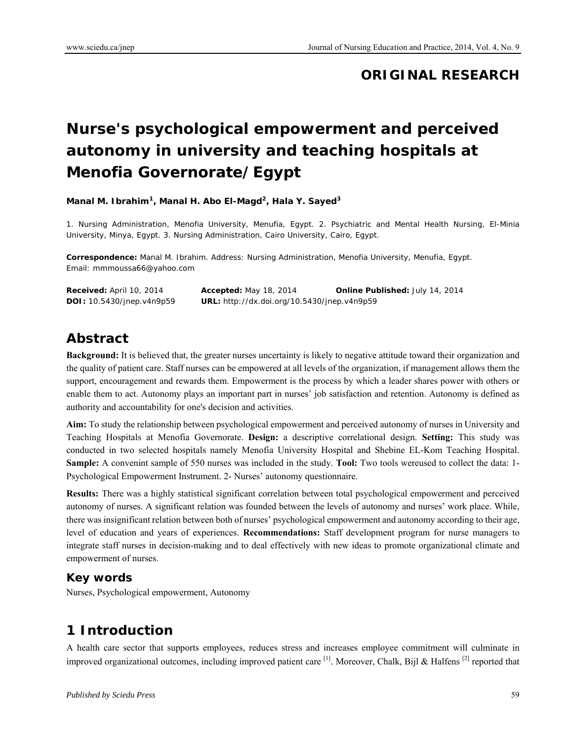**ORIGINAL RESEARCH**

# Nurse's psychological empowerment and perceived autonomy in university and teaching hospitals at Menofia Governorate/Egypt

**Manal M. Ibrahim[1], Manal H. Abo El-Magd[2], Hala Y. Sayed[3]**

1. Nursing Administration, Menofia University, Menufia, Egypt. 2. Psychiatric and Mental Health Nursing, El-Minia University, Minya, Egypt. 3. Nursing Administration, Cairo University, Cairo, Egypt.

**Correspondence:** Manal M. Ibrahim. Address: Nursing Administration, Menofia University, Menufia, Egypt. Email: mmmoussa66@yahoo.com

**Received:** April 10, 2014 **Accepted:** May 18, 2014 **Online Published:** July 14, 2014
**DOI:** 10.5430/jnep.v4n9p59 **URL:** http://dx.doi.org/10.5430/jnep.v4n9p59

## Abstract

**Background:** It is believed that, the greater nurses uncertainty is likely to negative attitude toward their organization and the quality of patient care. Staff nurses can be empowered at all levels of the organization, if management allows them the support, encouragement and rewards them. Empowerment is the process by which a leader shares power with others or enable them to act. Autonomy plays an important part in nurses' job satisfaction and retention. Autonomy is defined as authority and accountability for one's decision and activities.

**Aim:** To study the relationship between psychological empowerment and perceived autonomy of nurses in University and Teaching Hospitals at Menofia Governorate. **Design:** a descriptive correlational design. **Setting:** This study was conducted in two selected hospitals namely Menofia University Hospital and Shebine EL-Kom Teaching Hospital. **Sample:** A convenint sample of 550 nurses was included in the study. **Tool:** Two tools wereused to collect the data: 1- Psychological Empowerment Instrument. 2- Nurses' autonomy questionnaire.

**Results:** There was a highly statistical significant correlation between total psychological empowerment and perceived autonomy of nurses. A significant relation was founded between the levels of autonomy and nurses' work place. While, there was insignificant relation between both of nurses' psychological empowerment and autonomy according to their age, level of education and years of experiences. **Recommendations:** Staff development program for nurse managers to integrate staff nurses in decision-making and to deal effectively with new ideas to promote organizational climate and empowerment of nurses.

### Key words

Nurses, Psychological empowerment, Autonomy

## 1 Introduction

A health care sector that supports employees, reduces stress and increases employee commitment will culminate in improved organizational outcomes, including improved patient care [1]. Moreover, Chalk, Bijl & Halfens [2] reported that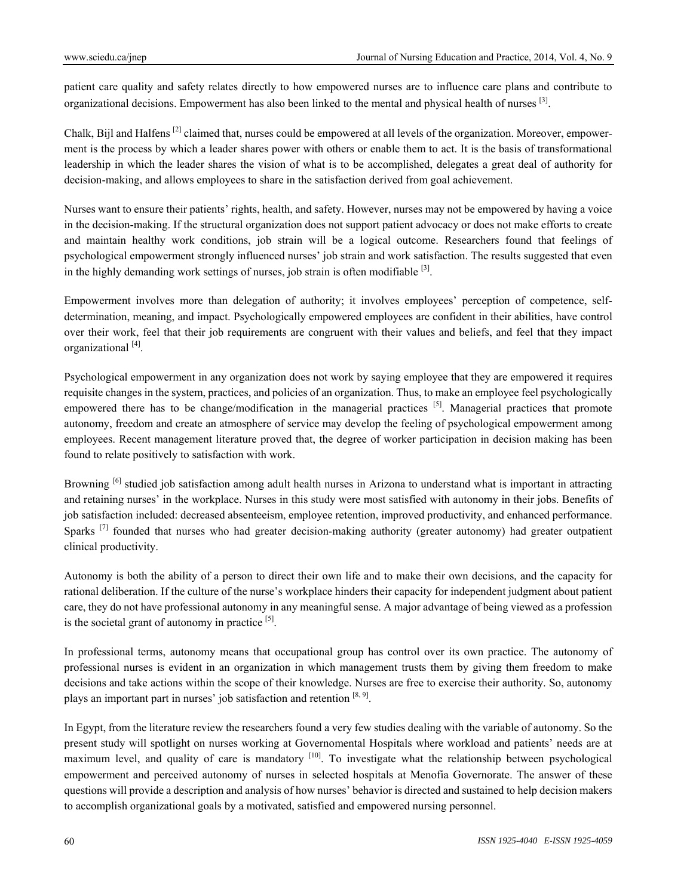patient care quality and safety relates directly to how empowered nurses are to influence care plans and contribute to organizational decisions. Empowerment has also been linked to the mental and physical health of nurses [3].

Chalk, Bijl and Halfens [2] claimed that, nurses could be empowered at all levels of the organization. Moreover, empowerment is the process by which a leader shares power with others or enable them to act. It is the basis of transformational leadership in which the leader shares the vision of what is to be accomplished, delegates a great deal of authority for decision-making, and allows employees to share in the satisfaction derived from goal achievement.

Nurses want to ensure their patients' rights, health, and safety. However, nurses may not be empowered by having a voice in the decision-making. If the structural organization does not support patient advocacy or does not make efforts to create and maintain healthy work conditions, job strain will be a logical outcome. Researchers found that feelings of psychological empowerment strongly influenced nurses' job strain and work satisfaction. The results suggested that even in the highly demanding work settings of nurses, job strain is often modifiable [3].

Empowerment involves more than delegation of authority; it involves employees' perception of competence, self-determination, meaning, and impact. Psychologically empowered employees are confident in their abilities, have control over their work, feel that their job requirements are congruent with their values and beliefs, and feel that they impact organizational [4].

Psychological empowerment in any organization does not work by saying employee that they are empowered it requires requisite changes in the system, practices, and policies of an organization. Thus, to make an employee feel psychologically empowered there has to be change/modification in the managerial practices [5]. Managerial practices that promote autonomy, freedom and create an atmosphere of service may develop the feeling of psychological empowerment among employees. Recent management literature proved that, the degree of worker participation in decision making has been found to relate positively to satisfaction with work.

Browning [6] studied job satisfaction among adult health nurses in Arizona to understand what is important in attracting and retaining nurses' in the workplace. Nurses in this study were most satisfied with autonomy in their jobs. Benefits of job satisfaction included: decreased absenteeism, employee retention, improved productivity, and enhanced performance. Sparks [7] founded that nurses who had greater decision-making authority (greater autonomy) had greater outpatient clinical productivity.

Autonomy is both the ability of a person to direct their own life and to make their own decisions, and the capacity for rational deliberation. If the culture of the nurse's workplace hinders their capacity for independent judgment about patient care, they do not have professional autonomy in any meaningful sense. A major advantage of being viewed as a profession is the societal grant of autonomy in practice [5].

In professional terms, autonomy means that occupational group has control over its own practice. The autonomy of professional nurses is evident in an organization in which management trusts them by giving them freedom to make decisions and take actions within the scope of their knowledge. Nurses are free to exercise their authority. So, autonomy plays an important part in nurses' job satisfaction and retention [8, 9].

In Egypt, from the literature review the researchers found a very few studies dealing with the variable of autonomy. So the present study will spotlight on nurses working at Governomental Hospitals where workload and patients' needs are at maximum level, and quality of care is mandatory [10]. To investigate what the relationship between psychological empowerment and perceived autonomy of nurses in selected hospitals at Menofia Governorate. The answer of these questions will provide a description and analysis of how nurses' behavior is directed and sustained to help decision makers to accomplish organizational goals by a motivated, satisfied and empowered nursing personnel.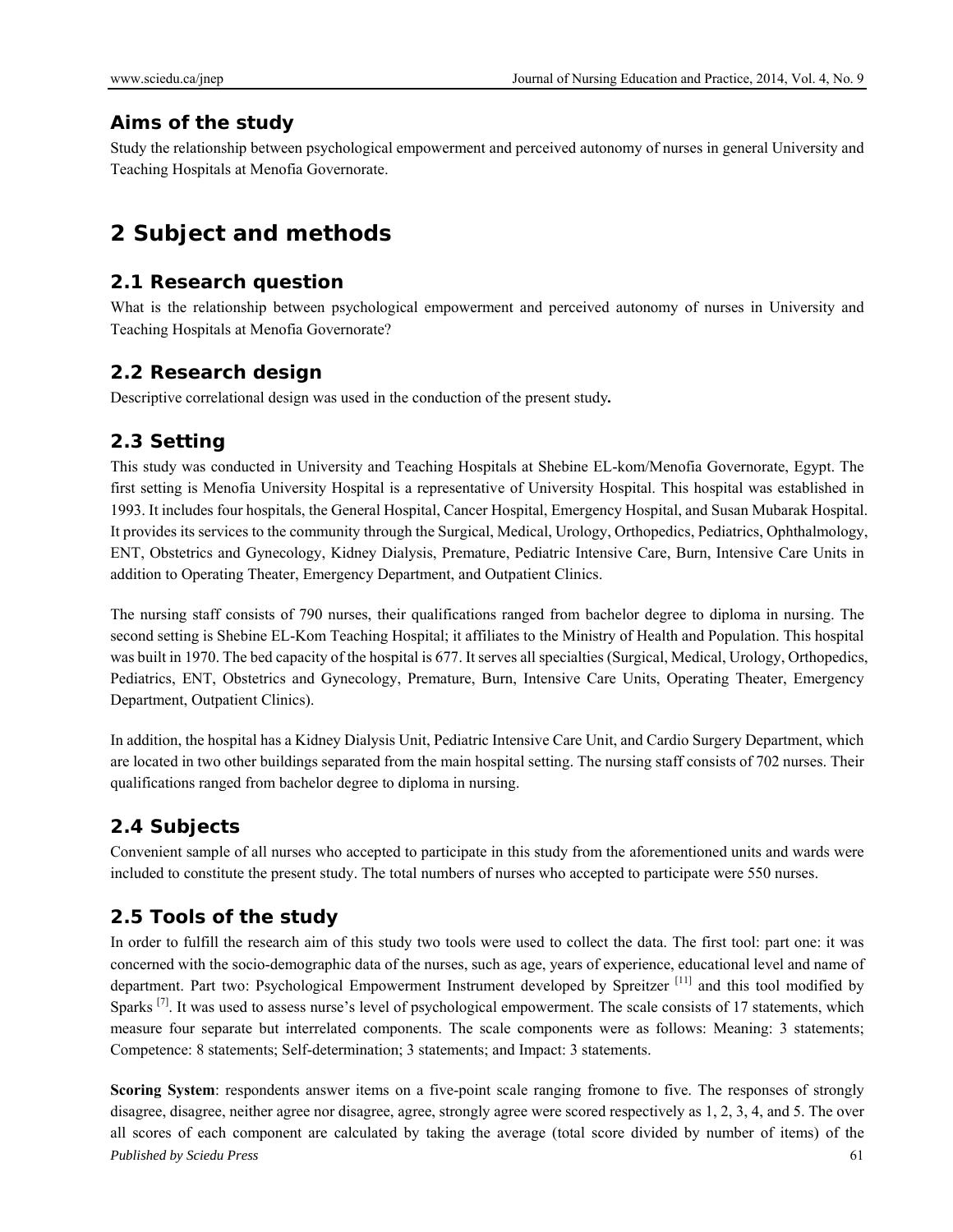### Aims of the study

Study the relationship between psychological empowerment and perceived autonomy of nurses in general University and Teaching Hospitals at Menofia Governorate.

## 2 Subject and methods

### 2.1 Research question

What is the relationship between psychological empowerment and perceived autonomy of nurses in University and Teaching Hospitals at Menofia Governorate?

### 2.2 Research design

Descriptive correlational design was used in the conduction of the present study**.**

### 2.3 Setting

This study was conducted in University and Teaching Hospitals at Shebine EL-kom/Menofia Governorate, Egypt. The first setting is Menofia University Hospital is a representative of University Hospital. This hospital was established in 1993. It includes four hospitals, the General Hospital, Cancer Hospital, Emergency Hospital, and Susan Mubarak Hospital. It provides its services to the community through the Surgical, Medical, Urology, Orthopedics, Pediatrics, Ophthalmology, ENT, Obstetrics and Gynecology, Kidney Dialysis, Premature, Pediatric Intensive Care, Burn, Intensive Care Units in addition to Operating Theater, Emergency Department, and Outpatient Clinics.

The nursing staff consists of 790 nurses, their qualifications ranged from bachelor degree to diploma in nursing. The second setting is Shebine EL-Kom Teaching Hospital; it affiliates to the Ministry of Health and Population. This hospital was built in 1970. The bed capacity of the hospital is 677. It serves all specialties (Surgical, Medical, Urology, Orthopedics, Pediatrics, ENT, Obstetrics and Gynecology, Premature, Burn, Intensive Care Units, Operating Theater, Emergency Department, Outpatient Clinics).

In addition, the hospital has a Kidney Dialysis Unit, Pediatric Intensive Care Unit, and Cardio Surgery Department, which are located in two other buildings separated from the main hospital setting. The nursing staff consists of 702 nurses. Their qualifications ranged from bachelor degree to diploma in nursing.

### 2.4 Subjects

Convenient sample of all nurses who accepted to participate in this study from the aforementioned units and wards were included to constitute the present study. The total numbers of nurses who accepted to participate were 550 nurses.

### 2.5 Tools of the study

In order to fulfill the research aim of this study two tools were used to collect the data. The first tool: part one: it was concerned with the socio-demographic data of the nurses, such as age, years of experience, educational level and name of department. Part two: Psychological Empowerment Instrument developed by Spreitzer [11] and this tool modified by Sparks [7]. It was used to assess nurse's level of psychological empowerment. The scale consists of 17 statements, which measure four separate but interrelated components. The scale components were as follows: Meaning: 3 statements; Competence: 8 statements; Self-determination; 3 statements; and Impact: 3 statements.

**Scoring System**: respondents answer items on a five-point scale ranging fromone to five. The responses of strongly disagree, disagree, neither agree nor disagree, agree, strongly agree were scored respectively as 1, 2, 3, 4, and 5. The over all scores of each component are calculated by taking the average (total score divided by number of items) of the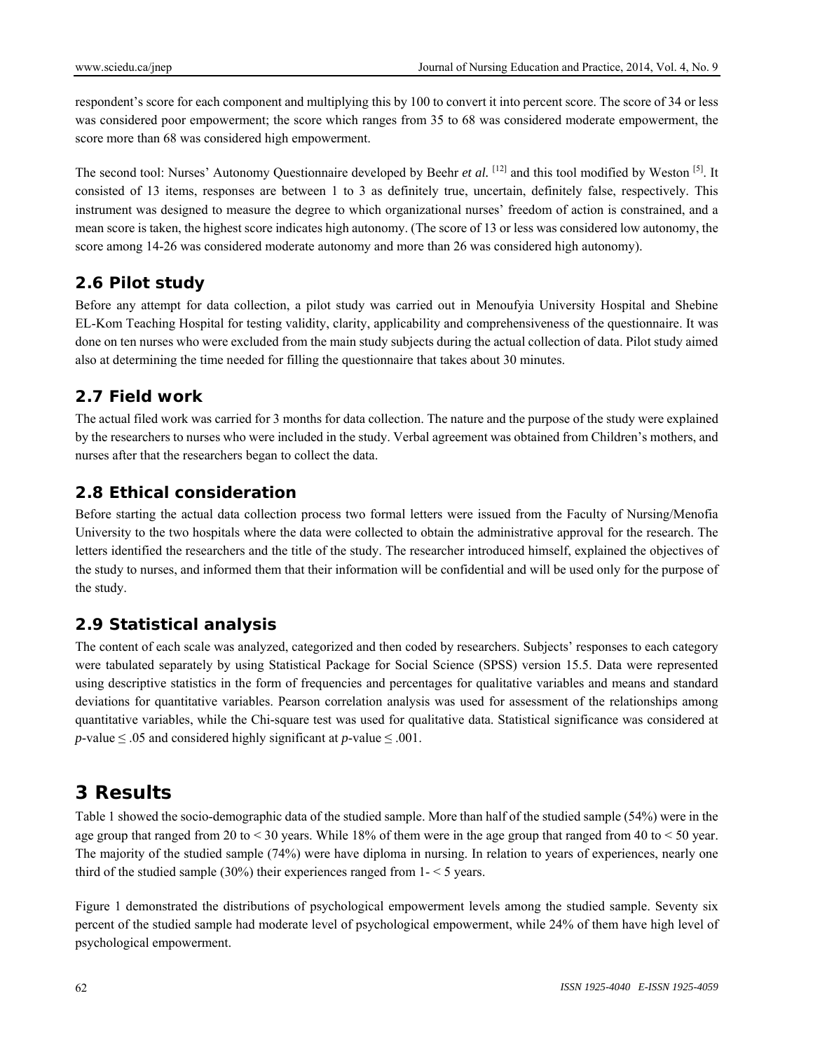respondent's score for each component and multiplying this by 100 to convert it into percent score. The score of 34 or less was considered poor empowerment; the score which ranges from 35 to 68 was considered moderate empowerment, the score more than 68 was considered high empowerment.

The second tool: Nurses' Autonomy Questionnaire developed by Beehr *et al.* [12] and this tool modified by Weston [5]. It consisted of 13 items, responses are between 1 to 3 as definitely true, uncertain, definitely false, respectively. This instrument was designed to measure the degree to which organizational nurses' freedom of action is constrained, and a mean score is taken, the highest score indicates high autonomy. (The score of 13 or less was considered low autonomy, the score among 14-26 was considered moderate autonomy and more than 26 was considered high autonomy).

## 2.6 Pilot study

Before any attempt for data collection, a pilot study was carried out in Menoufyia University Hospital and Shebine EL-Kom Teaching Hospital for testing validity, clarity, applicability and comprehensiveness of the questionnaire. It was done on ten nurses who were excluded from the main study subjects during the actual collection of data. Pilot study aimed also at determining the time needed for filling the questionnaire that takes about 30 minutes.

## 2.7 Field work

The actual filed work was carried for 3 months for data collection. The nature and the purpose of the study were explained by the researchers to nurses who were included in the study. Verbal agreement was obtained from Children's mothers, and nurses after that the researchers began to collect the data.

## 2.8 Ethical consideration

Before starting the actual data collection process two formal letters were issued from the Faculty of Nursing/Menofia University to the two hospitals where the data were collected to obtain the administrative approval for the research. The letters identified the researchers and the title of the study. The researcher introduced himself, explained the objectives of the study to nurses, and informed them that their information will be confidential and will be used only for the purpose of the study.

## 2.9 Statistical analysis

The content of each scale was analyzed, categorized and then coded by researchers. Subjects' responses to each category were tabulated separately by using Statistical Package for Social Science (SPSS) version 15.5. Data were represented using descriptive statistics in the form of frequencies and percentages for qualitative variables and means and standard deviations for quantitative variables. Pearson correlation analysis was used for assessment of the relationships among quantitative variables, while the Chi-square test was used for qualitative data. Statistical significance was considered at $p$-value $\leq .05$ and considered highly significant at $p$-value $\leq .001$.

# 3 Results

Table 1 showed the socio-demographic data of the studied sample. More than half of the studied sample (54%) were in the age group that ranged from 20 to < 30 years. While 18% of them were in the age group that ranged from 40 to < 50 year. The majority of the studied sample (74%) were have diploma in nursing. In relation to years of experiences, nearly one third of the studied sample (30%) their experiences ranged from 1- < 5 years.

Figure 1 demonstrated the distributions of psychological empowerment levels among the studied sample. Seventy six percent of the studied sample had moderate level of psychological empowerment, while 24% of them have high level of psychological empowerment.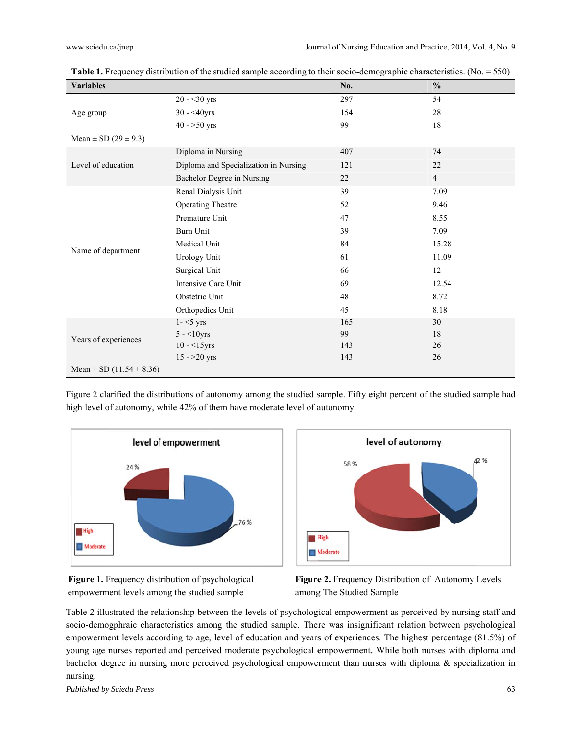**Table 1.** Frequency distribution of the studied sample according to their socio-demographic characteristics. (No. = 550)

| Variables | | No. | % |
|---|---|---|---|
| Age group | 20 - <30 yrs | 297 | 54 |
| | 30 - <40yrs | 154 | 28 |
| | 40 - >50 yrs | 99 | 18 |
| Mean ± SD (29 ± 9.3) | | | |
| Level of education | Diploma in Nursing | 407 | 74 |
| | Diploma and Specialization in Nursing | 121 | 22 |
| | Bachelor Degree in Nursing | 22 | 4 |
| Name of department | Renal Dialysis Unit | 39 | 7.09 |
| | Operating Theatre | 52 | 9.46 |
| | Premature Unit | 47 | 8.55 |
| | Burn Unit | 39 | 7.09 |
| | Medical Unit | 84 | 15.28 |
| | Urology Unit | 61 | 11.09 |
| | Surgical Unit | 66 | 12 |
| | Intensive Care Unit | 69 | 12.54 |
| | Obstetric Unit | 48 | 8.72 |
| | Orthopedics Unit | 45 | 8.18 |
| Years of experiences | 1- <5 yrs | 165 | 30 |
| | 5 - <10yrs | 99 | 18 |
| | 10 - <15yrs | 143 | 26 |
| | 15 - >20 yrs | 143 | 26 |
| Mean ± SD (11.54 ± 8.36) | | | |

Figure 2 clarified the distributions of autonomy among the studied sample. Fifty eight percent of the studied sample had high level of autonomy, while 42% of them have moderate level of autonomy.

**Figure 1.** Frequency distribution of psychological empowerment levels among the studied sample

**Figure 2.** Frequency Distribution of Autonomy Levels among The Studied Sample

Table 2 illustrated the relationship between the levels of psychological empowerment as perceived by nursing staff and socio-demogphraic characteristics among the studied sample. There was insignificant relation between psychological empowerment levels according to age, level of education and years of experiences. The highest percentage (81.5%) of young age nurses reported and perceived moderate psychological empowerment. While both nurses with diploma and bachelor degree in nursing more perceived psychological empowerment than nurses with diploma & specialization in nursing.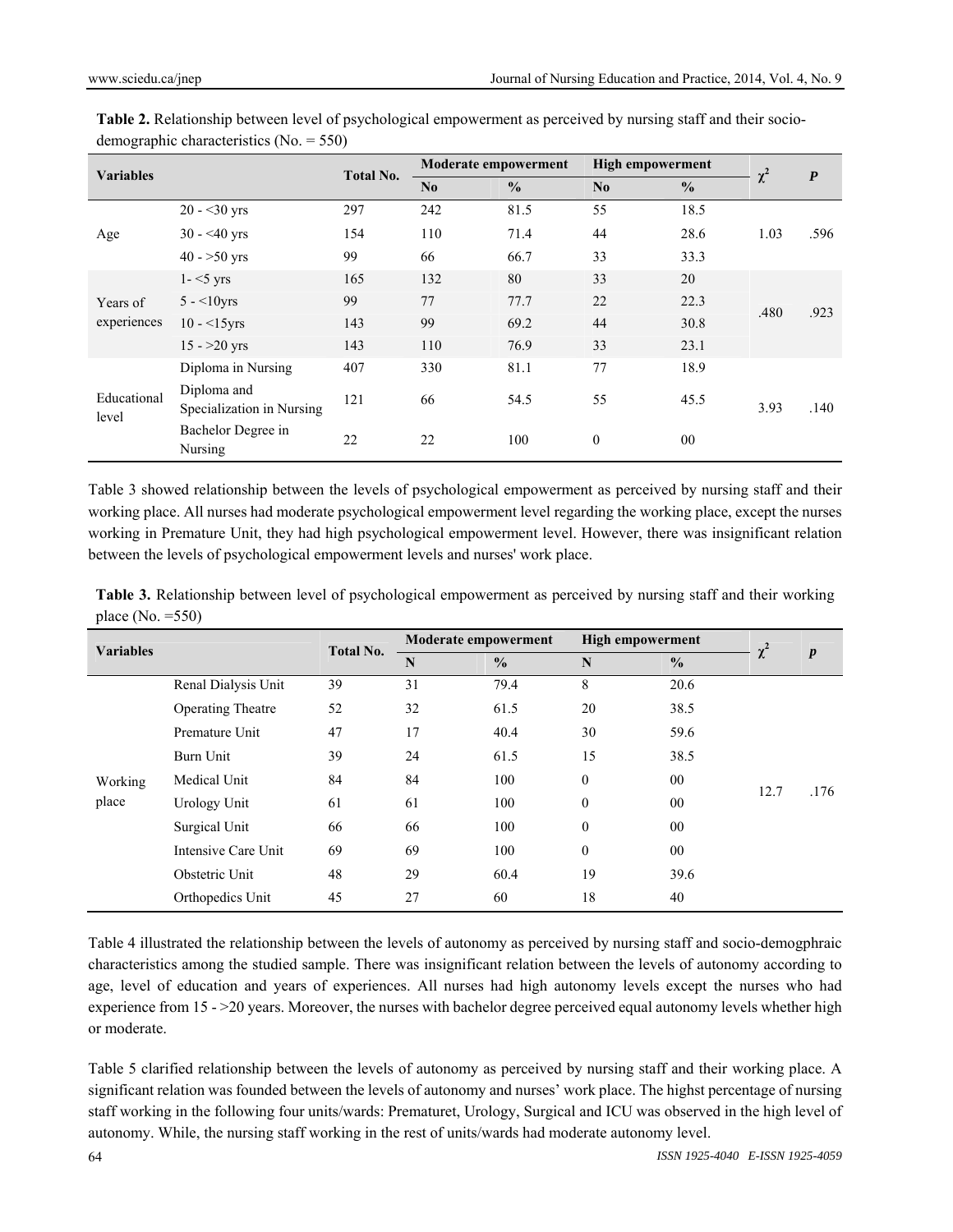**Table 2.** Relationship between level of psychological empowerment as perceived by nursing staff and their socio-demographic characteristics (No. = 550)

| Variables | | Total No. | Moderate empowerment | | High empowerment | | $\chi^2$ | *P* |
|---|---|---|---|---|---|---|---|---|
| | | | No | % | No | % | | |
| Age | 20 - <30 yrs | 297 | 242 | 81.5 | 55 | 18.5 | 1.03 | .596 |
| | 30 - <40 yrs | 154 | 110 | 71.4 | 44 | 28.6 | | |
| | 40 - >50 yrs | 99 | 66 | 66.7 | 33 | 33.3 | | |
| Years of experiences | 1- <5 yrs | 165 | 132 | 80 | 33 | 20 | .480 | .923 |
| | 5 - <10yrs | 99 | 77 | 77.7 | 22 | 22.3 | | |
| | 10 - <15yrs | 143 | 99 | 69.2 | 44 | 30.8 | | |
| | 15 - >20 yrs | 143 | 110 | 76.9 | 33 | 23.1 | | |
| Educational level | Diploma in Nursing | 407 | 330 | 81.1 | 77 | 18.9 | 3.93 | .140 |
| | Diploma and Specialization in Nursing | 121 | 66 | 54.5 | 55 | 45.5 | | |
| | Bachelor Degree in Nursing | 22 | 22 | 100 | 0 | 00 | | |

Table 3 showed relationship between the levels of psychological empowerment as perceived by nursing staff and their working place. All nurses had moderate psychological empowerment level regarding the working place, except the nurses working in Premature Unit, they had high psychological empowerment level. However, there was insignificant relation between the levels of psychological empowerment levels and nurses' work place.

**Table 3.** Relationship between level of psychological empowerment as perceived by nursing staff and their working place (No. =550)

| Variables | | Total No. | Moderate empowerment | | High empowerment | | $\chi^2$ | *p* |
|---|---|---|---|---|---|---|---|---|
| | | | N | % | N | % | | |
| Working place | Renal Dialysis Unit | 39 | 31 | 79.4 | 8 | 20.6 | 12.7 | .176 |
| | Operating Theatre | 52 | 32 | 61.5 | 20 | 38.5 | | |
| | Premature Unit | 47 | 17 | 40.4 | 30 | 59.6 | | |
| | Burn Unit | 39 | 24 | 61.5 | 15 | 38.5 | | |
| | Medical Unit | 84 | 84 | 100 | 0 | 00 | | |
| | Urology Unit | 61 | 61 | 100 | 0 | 00 | | |
| | Surgical Unit | 66 | 66 | 100 | 0 | 00 | | |
| | Intensive Care Unit | 69 | 69 | 100 | 0 | 00 | | |
| | Obstetric Unit | 48 | 29 | 60.4 | 19 | 39.6 | | |
| | Orthopedics Unit | 45 | 27 | 60 | 18 | 40 | | |

Table 4 illustrated the relationship between the levels of autonomy as perceived by nursing staff and socio-demogphraic characteristics among the studied sample. There was insignificant relation between the levels of autonomy according to age, level of education and years of experiences. All nurses had high autonomy levels except the nurses who had experience from 15 - >20 years. Moreover, the nurses with bachelor degree perceived equal autonomy levels whether high or moderate.

Table 5 clarified relationship between the levels of autonomy as perceived by nursing staff and their working place. A significant relation was founded between the levels of autonomy and nurses' work place. The highst percentage of nursing staff working in the following four units/wards: Prematuret, Urology, Surgical and ICU was observed in the high level of autonomy. While, the nursing staff working in the rest of units/wards had moderate autonomy level.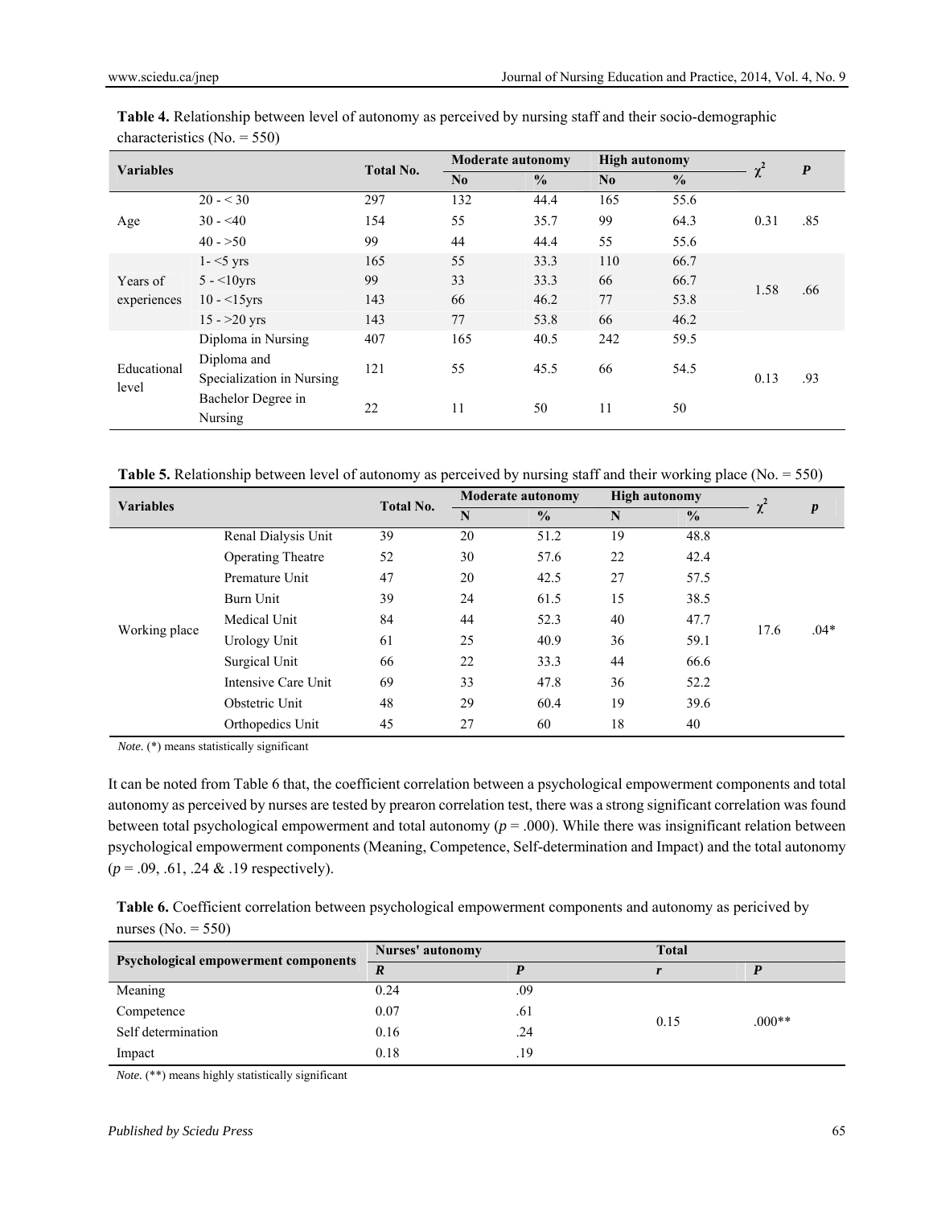**Table 4.** Relationship between level of autonomy as perceived by nursing staff and their socio-demographic characteristics (No. = 550)

| Variables | | Total No. | Moderate autonomy | | High autonomy | | $\chi^2$ | P |
|---|---|---|---|---|---|---|---|---|
| | | | No | % | No | % | | |
| Age | 20 - < 30 | 297 | 132 | 44.4 | 165 | 55.6 | 0.31 | .85 |
| | 30 - <40 | 154 | 55 | 35.7 | 99 | 64.3 | | |
| | 40 - >50 | 99 | 44 | 44.4 | 55 | 55.6 | | |
| Years of experiences | 1- <5 yrs | 165 | 55 | 33.3 | 110 | 66.7 | 1.58 | .66 |
| | 5 - <10yrs | 99 | 33 | 33.3 | 66 | 66.7 | | |
| | 10 - <15yrs | 143 | 66 | 46.2 | 77 | 53.8 | | |
| | 15 - >20 yrs | 143 | 77 | 53.8 | 66 | 46.2 | | |
| Educational level | Diploma in Nursing | 407 | 165 | 40.5 | 242 | 59.5 | 0.13 | .93 |
| | Diploma and Specialization in Nursing | 121 | 55 | 45.5 | 66 | 54.5 | | |
| | Bachelor Degree in Nursing | 22 | 11 | 50 | 11 | 50 | | |

**Table 5.** Relationship between level of autonomy as perceived by nursing staff and their working place (No. = 550)

| Variables | | Total No. | Moderate autonomy | | High autonomy | | $\chi^2$ | p |
|---|---|---|---|---|---|---|---|---|
| | | | N | % | N | % | | |
| Working place | Renal Dialysis Unit | 39 | 20 | 51.2 | 19 | 48.8 | 17.6 | .04* |
| | Operating Theatre | 52 | 30 | 57.6 | 22 | 42.4 | | |
| | Premature Unit | 47 | 20 | 42.5 | 27 | 57.5 | | |
| | Burn Unit | 39 | 24 | 61.5 | 15 | 38.5 | | |
| | Medical Unit | 84 | 44 | 52.3 | 40 | 47.7 | | |
| | Urology Unit | 61 | 25 | 40.9 | 36 | 59.1 | | |
| | Surgical Unit | 66 | 22 | 33.3 | 44 | 66.6 | | |
| | Intensive Care Unit | 69 | 33 | 47.8 | 36 | 52.2 | | |
| | Obstetric Unit | 48 | 29 | 60.4 | 19 | 39.6 | | |
| | Orthopedics Unit | 45 | 27 | 60 | 18 | 40 | | |

*Note.* (*) means statistically significant

It can be noted from Table 6 that, the coefficient correlation between a psychological empowerment components and total autonomy as perceived by nurses are tested by prearon correlation test, there was a strong significant correlation was found between total psychological empowerment and total autonomy ($p$ = .000). While there was insignificant relation between psychological empowerment components (Meaning, Competence, Self-determination and Impact) and the total autonomy ($p$ = .09, .61, .24 & .19 respectively).

**Table 6.** Coefficient correlation between psychological empowerment components and autonomy as pericived by nurses (No. = 550)

| Psychological empowerment components | Nurses' autonomy | | Total | |
|---|---|---|---|---|
| | R | P | r | P |
| Meaning | 0.24 | .09 | 0.15 | .000** |
| Competence | 0.07 | .61 | | |
| Self determination | 0.16 | .24 | | |
| Impact | 0.18 | .19 | | |

*Note.* (**) means highly statistically significant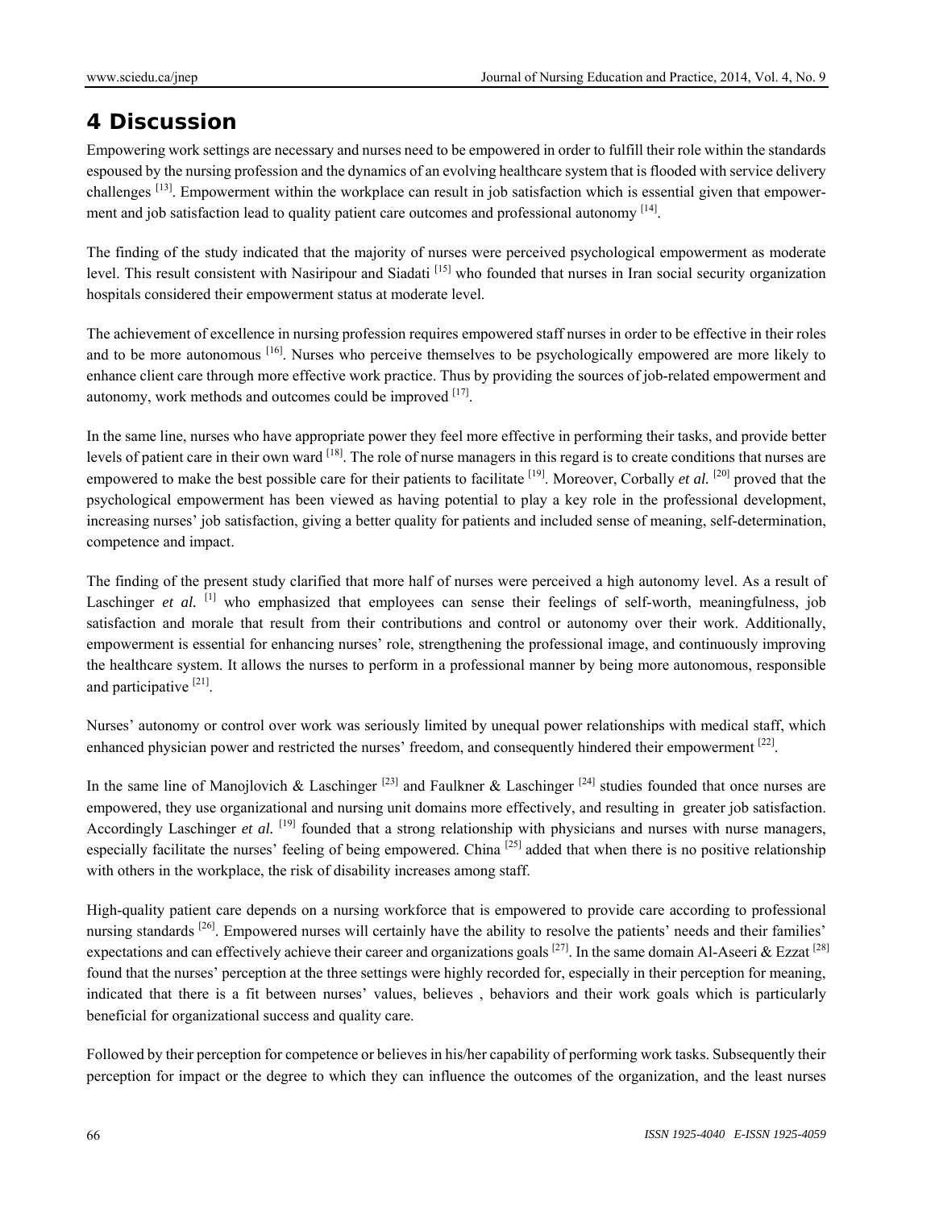# 4 Discussion

Empowering work settings are necessary and nurses need to be empowered in order to fulfill their role within the standards espoused by the nursing profession and the dynamics of an evolving healthcare system that is flooded with service delivery challenges [13]. Empowerment within the workplace can result in job satisfaction which is essential given that empowerment and job satisfaction lead to quality patient care outcomes and professional autonomy [14].

The finding of the study indicated that the majority of nurses were perceived psychological empowerment as moderate level. This result consistent with Nasiripour and Siadati [15] who founded that nurses in Iran social security organization hospitals considered their empowerment status at moderate level.

The achievement of excellence in nursing profession requires empowered staff nurses in order to be effective in their roles and to be more autonomous [16]. Nurses who perceive themselves to be psychologically empowered are more likely to enhance client care through more effective work practice. Thus by providing the sources of job-related empowerment and autonomy, work methods and outcomes could be improved [17].

In the same line, nurses who have appropriate power they feel more effective in performing their tasks, and provide better levels of patient care in their own ward [18]. The role of nurse managers in this regard is to create conditions that nurses are empowered to make the best possible care for their patients to facilitate [19]. Moreover, Corbally *et al.* [20] proved that the psychological empowerment has been viewed as having potential to play a key role in the professional development, increasing nurses' job satisfaction, giving a better quality for patients and included sense of meaning, self-determination, competence and impact.

The finding of the present study clarified that more half of nurses were perceived a high autonomy level. As a result of Laschinger *et al.* [1] who emphasized that employees can sense their feelings of self-worth, meaningfulness, job satisfaction and morale that result from their contributions and control or autonomy over their work. Additionally, empowerment is essential for enhancing nurses' role, strengthening the professional image, and continuously improving the healthcare system. It allows the nurses to perform in a professional manner by being more autonomous, responsible and participative [21].

Nurses' autonomy or control over work was seriously limited by unequal power relationships with medical staff, which enhanced physician power and restricted the nurses' freedom, and consequently hindered their empowerment [22].

In the same line of Manojlovich & Laschinger [23] and Faulkner & Laschinger [24] studies founded that once nurses are empowered, they use organizational and nursing unit domains more effectively, and resulting in greater job satisfaction. Accordingly Laschinger *et al.* [19] founded that a strong relationship with physicians and nurses with nurse managers, especially facilitate the nurses' feeling of being empowered. China [25] added that when there is no positive relationship with others in the workplace, the risk of disability increases among staff.

High-quality patient care depends on a nursing workforce that is empowered to provide care according to professional nursing standards [26]. Empowered nurses will certainly have the ability to resolve the patients' needs and their families' expectations and can effectively achieve their career and organizations goals [27]. In the same domain Al-Aseeri & Ezzat [28] found that the nurses' perception at the three settings were highly recorded for, especially in their perception for meaning, indicated that there is a fit between nurses' values, believes , behaviors and their work goals which is particularly beneficial for organizational success and quality care.

Followed by their perception for competence or believes in his/her capability of performing work tasks. Subsequently their perception for impact or the degree to which they can influence the outcomes of the organization, and the least nurses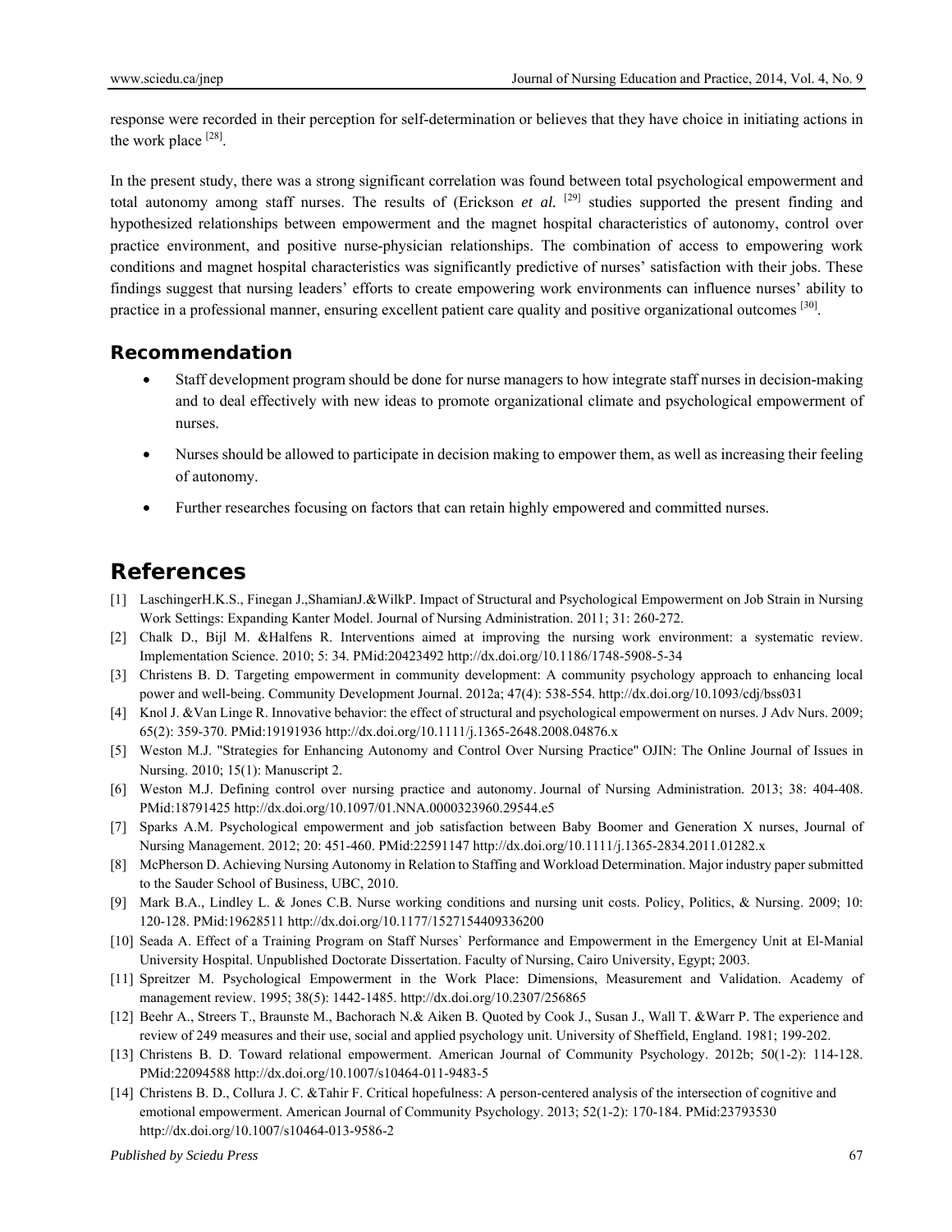response were recorded in their perception for self-determination or believes that they have choice in initiating actions in the work place [28].

In the present study, there was a strong significant correlation was found between total psychological empowerment and total autonomy among staff nurses. The results of (Erickson *et al.* [29] studies supported the present finding and hypothesized relationships between empowerment and the magnet hospital characteristics of autonomy, control over practice environment, and positive nurse-physician relationships. The combination of access to empowering work conditions and magnet hospital characteristics was significantly predictive of nurses' satisfaction with their jobs. These findings suggest that nursing leaders' efforts to create empowering work environments can influence nurses' ability to practice in a professional manner, ensuring excellent patient care quality and positive organizational outcomes [30].

## Recommendation

- Staff development program should be done for nurse managers to how integrate staff nurses in decision-making and to deal effectively with new ideas to promote organizational climate and psychological empowerment of nurses.
- Nurses should be allowed to participate in decision making to empower them, as well as increasing their feeling of autonomy.
- Further researches focusing on factors that can retain highly empowered and committed nurses.

# References

[1] LaschingerH.K.S., Finegan J.,ShamianJ.&WilkP. Impact of Structural and Psychological Empowerment on Job Strain in Nursing Work Settings: Expanding Kanter Model. Journal of Nursing Administration. 2011; 31: 260-272.

[2] Chalk D., Bijl M. &Halfens R. Interventions aimed at improving the nursing work environment: a systematic review. Implementation Science. 2010; 5: 34. PMid:20423492 http://dx.doi.org/10.1186/1748-5908-5-34

[3] Christens B. D. Targeting empowerment in community development: A community psychology approach to enhancing local power and well-being. Community Development Journal. 2012a; 47(4): 538-554. http://dx.doi.org/10.1093/cdj/bss031

[4] Knol J. &Van Linge R. Innovative behavior: the effect of structural and psychological empowerment on nurses. J Adv Nurs. 2009; 65(2): 359-370. PMid:19191936 http://dx.doi.org/10.1111/j.1365-2648.2008.04876.x

[5] Weston M.J. "Strategies for Enhancing Autonomy and Control Over Nursing Practice" OJIN: The Online Journal of Issues in Nursing. 2010; 15(1): Manuscript 2.

[6] Weston M.J. Defining control over nursing practice and autonomy. Journal of Nursing Administration. 2013; 38: 404-408. PMid:18791425 http://dx.doi.org/10.1097/01.NNA.0000323960.29544.e5

[7] Sparks A.M. Psychological empowerment and job satisfaction between Baby Boomer and Generation X nurses, Journal of Nursing Management. 2012; 20: 451-460. PMid:22591147 http://dx.doi.org/10.1111/j.1365-2834.2011.01282.x

[8] McPherson D. Achieving Nursing Autonomy in Relation to Staffing and Workload Determination. Major industry paper submitted to the Sauder School of Business, UBC, 2010.

[9] Mark B.A., Lindley L. & Jones C.B. Nurse working conditions and nursing unit costs. Policy, Politics, & Nursing. 2009; 10: 120-128. PMid:19628511 http://dx.doi.org/10.1177/1527154409336200

[10] Seada A. Effect of a Training Program on Staff Nurses` Performance and Empowerment in the Emergency Unit at El-Manial University Hospital. Unpublished Doctorate Dissertation. Faculty of Nursing, Cairo University, Egypt; 2003.

[11] Spreitzer M. Psychological Empowerment in the Work Place: Dimensions, Measurement and Validation. Academy of management review. 1995; 38(5): 1442-1485. http://dx.doi.org/10.2307/256865

[12] Beehr A., Streers T., Braunste M., Bachorach N.& Aiken B. Quoted by Cook J., Susan J., Wall T. &Warr P. The experience and review of 249 measures and their use, social and applied psychology unit. University of Sheffield, England. 1981; 199-202.

[13] Christens B. D. Toward relational empowerment. American Journal of Community Psychology. 2012b; 50(1-2): 114-128. PMid:22094588 http://dx.doi.org/10.1007/s10464-011-9483-5

[14] Christens B. D., Collura J. C. &Tahir F. Critical hopefulness: A person-centered analysis of the intersection of cognitive and emotional empowerment. American Journal of Community Psychology. 2013; 52(1-2): 170-184. PMid:23793530 http://dx.doi.org/10.1007/s10464-013-9586-2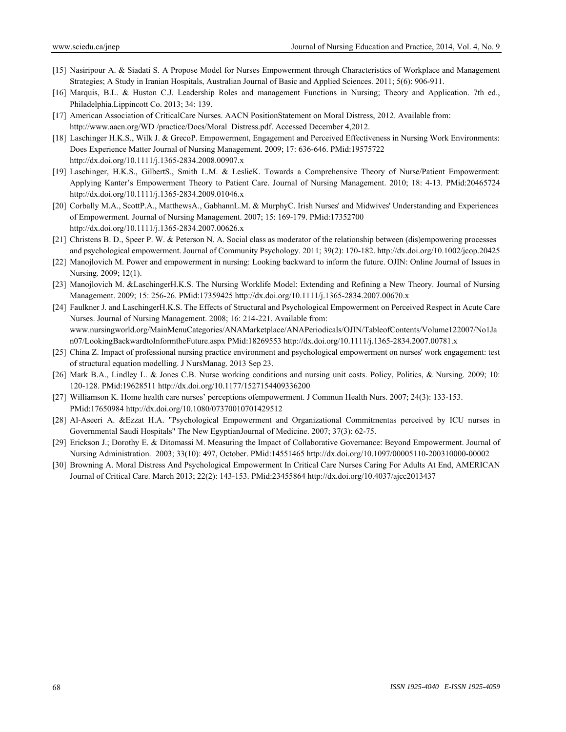[15] Nasiripour A. & Siadati S. A Propose Model for Nurses Empowerment through Characteristics of Workplace and Management Strategies; A Study in Iranian Hospitals, Australian Journal of Basic and Applied Sciences. 2011; 5(6): 906-911.

[16] Marquis, B.L. & Huston C.J. Leadership Roles and management Functions in Nursing; Theory and Application. 7th ed., Philadelphia.Lippincott Co. 2013; 34: 139.

[17] American Association of CriticalCare Nurses. AACN PositionStatement on Moral Distress, 2012. Available from: http://www.aacn.org/WD /practice/Docs/Moral_Distress.pdf. Accessed December 4,2012.

[18] Laschinger H.K.S., Wilk J. & GrecoP. Empowerment, Engagement and Perceived Effectiveness in Nursing Work Environments: Does Experience Matter Journal of Nursing Management. 2009; 17: 636-646. PMid:19575722 http://dx.doi.org/10.1111/j.1365-2834.2008.00907.x

[19] Laschinger, H.K.S., GilbertS., Smith L.M. & LeslieK. Towards a Comprehensive Theory of Nurse/Patient Empowerment: Applying Kanter's Empowerment Theory to Patient Care. Journal of Nursing Management. 2010; 18: 4-13. PMid:20465724 http://dx.doi.org/10.1111/j.1365-2834.2009.01046.x

[20] Corbally M.A., ScottP.A., MatthewsA., GabhannL.M. & MurphyC. Irish Nurses' and Midwives' Understanding and Experiences of Empowerment. Journal of Nursing Management. 2007; 15: 169-179. PMid:17352700 http://dx.doi.org/10.1111/j.1365-2834.2007.00626.x

[21] Christens B. D., Speer P. W. & Peterson N. A. Social class as moderator of the relationship between (dis)empowering processes and psychological empowerment. Journal of Community Psychology. 2011; 39(2): 170-182. http://dx.doi.org/10.1002/jcop.20425

[22] Manojlovich M. Power and empowerment in nursing: Looking backward to inform the future. OJIN: Online Journal of Issues in Nursing. 2009; 12(1).

[23] Manojlovich M. &LaschingerH.K.S. The Nursing Worklife Model: Extending and Refining a New Theory. Journal of Nursing Management. 2009; 15: 256-26. PMid:17359425 http://dx.doi.org/10.1111/j.1365-2834.2007.00670.x

[24] Faulkner J. and LaschingerH.K.S. The Effects of Structural and Psychological Empowerment on Perceived Respect in Acute Care Nurses. Journal of Nursing Management. 2008; 16: 214-221. Available from: www.nursingworld.org/MainMenuCategories/ANAMarketplace/ANAPeriodicals/OJIN/TableofContents/Volume122007/No1Jan07/LookingBackwardtoInformtheFuture.aspx PMid:18269553 http://dx.doi.org/10.1111/j.1365-2834.2007.00781.x

[25] China Z. Impact of professional nursing practice environment and psychological empowerment on nurses' work engagement: test of structural equation modelling. J NursManag. 2013 Sep 23.

[26] Mark B.A., Lindley L. & Jones C.B. Nurse working conditions and nursing unit costs. Policy, Politics, & Nursing. 2009; 10: 120-128. PMid:19628511 http://dx.doi.org/10.1177/1527154409336200

[27] Williamson K. Home health care nurses' perceptions ofempowerment. J Commun Health Nurs. 2007; 24(3): 133-153. PMid:17650984 http://dx.doi.org/10.1080/07370010701429512

[28] Al-Aseeri A. &Ezzat H.A. "Psychological Empowerment and Organizational Commitmentas perceived by ICU nurses in Governmental Saudi Hospitals" The New EgyptianJournal of Medicine. 2007; 37(3): 62-75.

[29] Erickson J.; Dorothy E. & Ditomassi M. Measuring the Impact of Collaborative Governance: Beyond Empowerment. Journal of Nursing Administration. 2003; 33(10): 497, October. PMid:14551465 http://dx.doi.org/10.1097/00005110-200310000-00002

[30] Browning A. Moral Distress And Psychological Empowerment In Critical Care Nurses Caring For Adults At End, AMERICAN Journal of Critical Care. March 2013; 22(2): 143-153. PMid:23455864 http://dx.doi.org/10.4037/ajcc2013437